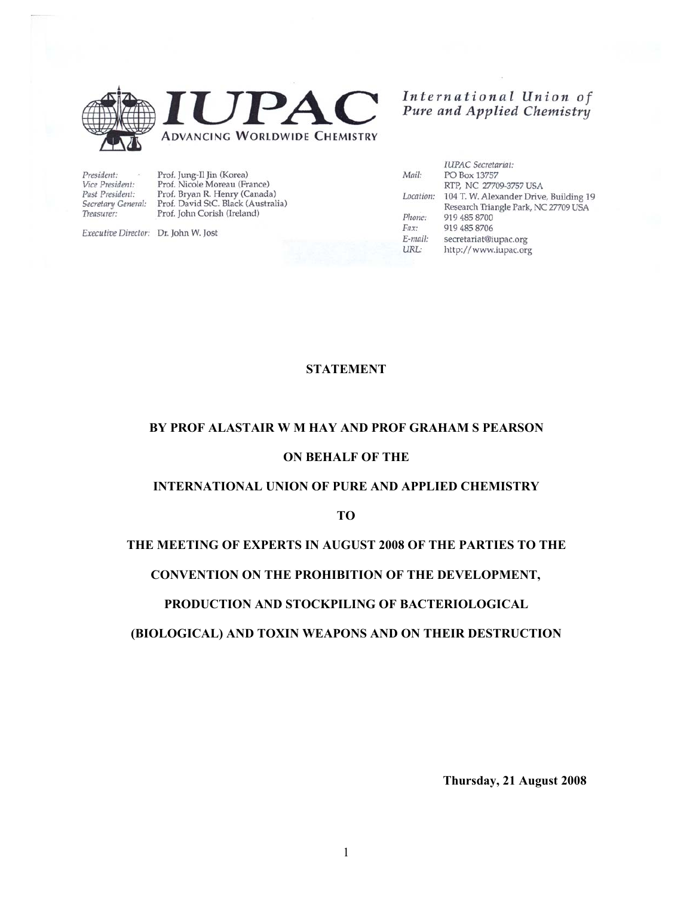**IUPAC**

ADVANCING WORLDWIDE CHEMISTRY

*International Union of Pure and Applied Chemistry*

*President:* Prof. Jung-Il Jin (Korea)
*Vice President:* Prof. Nicole Moreau (France)
*Past President:* Prof. Bryan R. Henry (Canada)
*Secretary General:* Prof. David StC. Black (Australia)
*Treasurer:* Prof. John Corish (Ireland)

*Executive Director:* Dr. John W. Jost

*IUPAC Secretariat:*
*Mail:* PO Box 13757
RTP, NC 27709-3757 USA
*Location:* 104 T. W. Alexander Drive, Building 19
Research Triangle Park, NC 27709 USA
*Phone:* 919 485 8700
*Fax:* 919 485 8706
*E-mail:* secretariat@iupac.org
*URL:* http://www.iupac.org

**STATEMENT**

**BY PROF ALASTAIR W M HAY AND PROF GRAHAM S PEARSON**

**ON BEHALF OF THE**

**INTERNATIONAL UNION OF PURE AND APPLIED CHEMISTRY**

**TO**

**THE MEETING OF EXPERTS IN AUGUST 2008 OF THE PARTIES TO THE CONVENTION ON THE PROHIBITION OF THE DEVELOPMENT, PRODUCTION AND STOCKPILING OF BACTERIOLOGICAL (BIOLOGICAL) AND TOXIN WEAPONS AND ON THEIR DESTRUCTION**

**Thursday, 21 August 2008**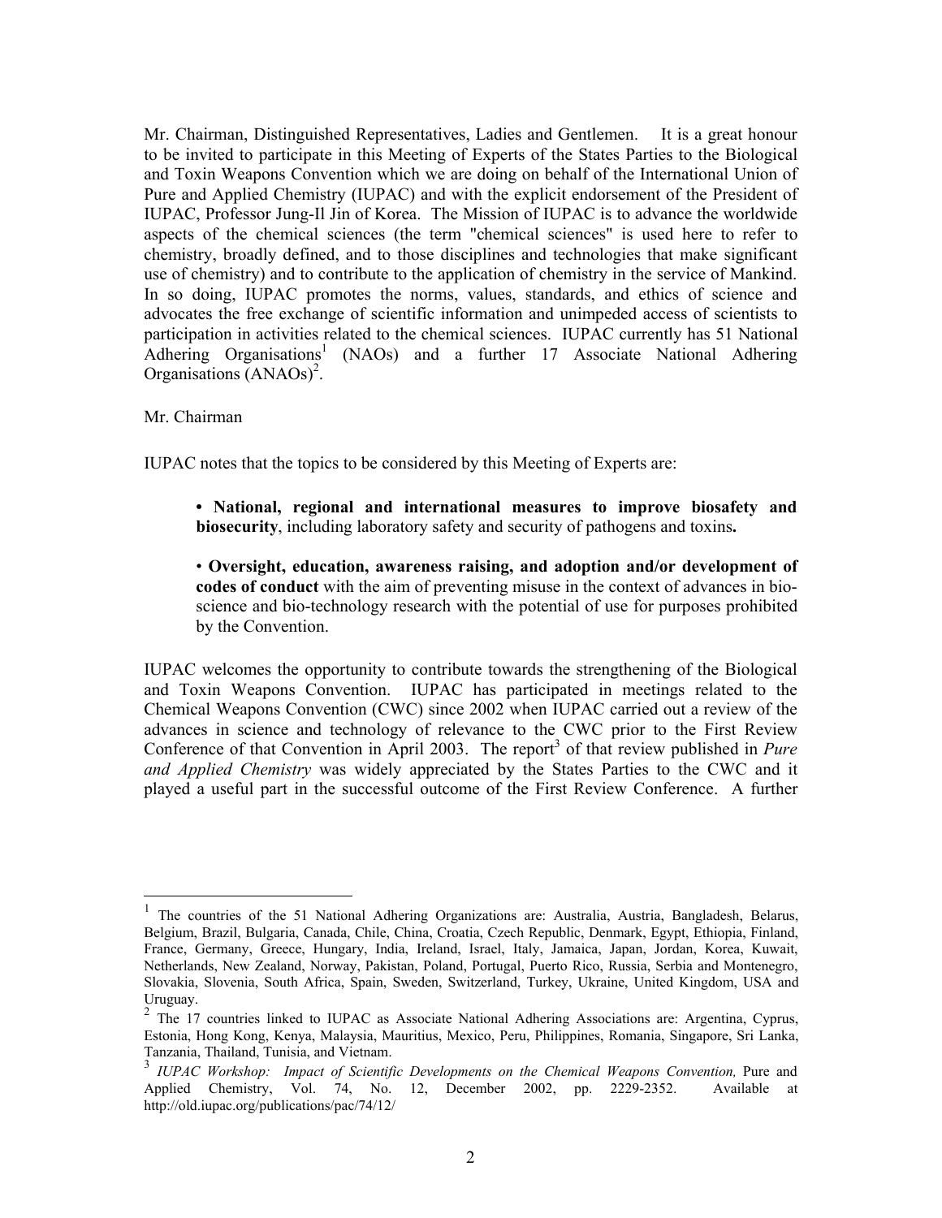Mr. Chairman, Distinguished Representatives, Ladies and Gentlemen. It is a great honour to be invited to participate in this Meeting of Experts of the States Parties to the Biological and Toxin Weapons Convention which we are doing on behalf of the International Union of Pure and Applied Chemistry (IUPAC) and with the explicit endorsement of the President of IUPAC, Professor Jung-Il Jin of Korea. The Mission of IUPAC is to advance the worldwide aspects of the chemical sciences (the term "chemical sciences" is used here to refer to chemistry, broadly defined, and to those disciplines and technologies that make significant use of chemistry) and to contribute to the application of chemistry in the service of Mankind. In so doing, IUPAC promotes the norms, values, standards, and ethics of science and advocates the free exchange of scientific information and unimpeded access of scientists to participation in activities related to the chemical sciences. IUPAC currently has 51 National Adhering Organisations[1] (NAOs) and a further 17 Associate National Adhering Organisations (ANAOs)[2].

Mr. Chairman

IUPAC notes that the topics to be considered by this Meeting of Experts are:

> • **National, regional and international measures to improve biosafety and biosecurity**, including laboratory safety and security of pathogens and toxins**.**
>
> • **Oversight, education, awareness raising, and adoption and/or development of codes of conduct** with the aim of preventing misuse in the context of advances in bio-science and bio-technology research with the potential of use for purposes prohibited by the Convention.

IUPAC welcomes the opportunity to contribute towards the strengthening of the Biological and Toxin Weapons Convention. IUPAC has participated in meetings related to the Chemical Weapons Convention (CWC) since 2002 when IUPAC carried out a review of the advances in science and technology of relevance to the CWC prior to the First Review Conference of that Convention in April 2003. The report[3] of that review published in *Pure and Applied Chemistry* was widely appreciated by the States Parties to the CWC and it played a useful part in the successful outcome of the First Review Conference. A further

---

[1] The countries of the 51 National Adhering Organizations are: Australia, Austria, Bangladesh, Belarus, Belgium, Brazil, Bulgaria, Canada, Chile, China, Croatia, Czech Republic, Denmark, Egypt, Ethiopia, Finland, France, Germany, Greece, Hungary, India, Ireland, Israel, Italy, Jamaica, Japan, Jordan, Korea, Kuwait, Netherlands, New Zealand, Norway, Pakistan, Poland, Portugal, Puerto Rico, Russia, Serbia and Montenegro, Slovakia, Slovenia, South Africa, Spain, Sweden, Switzerland, Turkey, Ukraine, United Kingdom, USA and Uruguay.

[2] The 17 countries linked to IUPAC as Associate National Adhering Associations are: Argentina, Cyprus, Estonia, Hong Kong, Kenya, Malaysia, Mauritius, Mexico, Peru, Philippines, Romania, Singapore, Sri Lanka, Tanzania, Thailand, Tunisia, and Vietnam.

[3] *IUPAC Workshop: Impact of Scientific Developments on the Chemical Weapons Convention,* Pure and Applied Chemistry, Vol. 74, No. 12, December 2002, pp. 2229-2352. Available at http://old.iupac.org/publications/pac/74/12/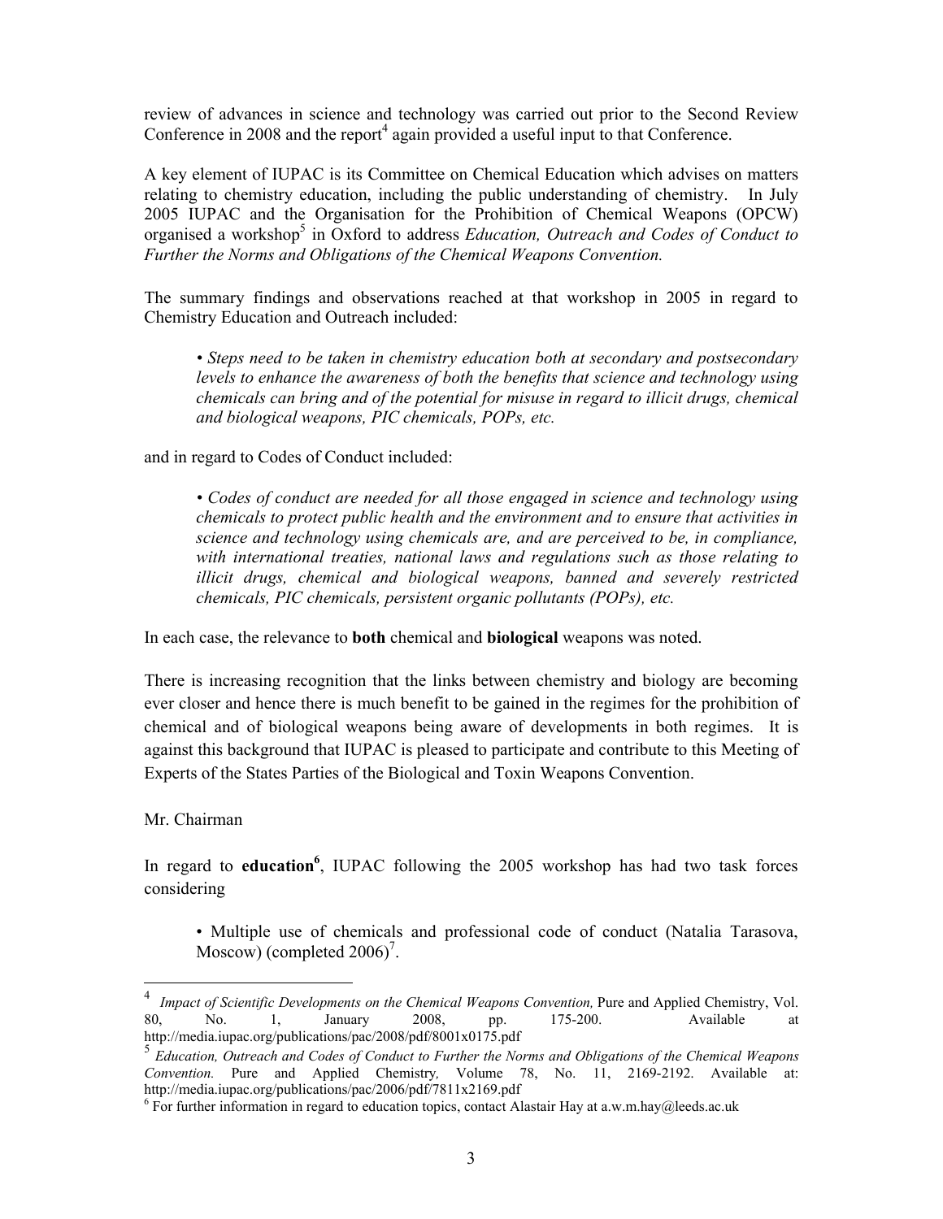review of advances in science and technology was carried out prior to the Second Review Conference in 2008 and the report[4] again provided a useful input to that Conference.

A key element of IUPAC is its Committee on Chemical Education which advises on matters relating to chemistry education, including the public understanding of chemistry. In July 2005 IUPAC and the Organisation for the Prohibition of Chemical Weapons (OPCW) organised a workshop[5] in Oxford to address *Education, Outreach and Codes of Conduct to Further the Norms and Obligations of the Chemical Weapons Convention.*

The summary findings and observations reached at that workshop in 2005 in regard to Chemistry Education and Outreach included:

> • *Steps need to be taken in chemistry education both at secondary and postsecondary levels to enhance the awareness of both the benefits that science and technology using chemicals can bring and of the potential for misuse in regard to illicit drugs, chemical and biological weapons, PIC chemicals, POPs, etc.*

and in regard to Codes of Conduct included:

> • *Codes of conduct are needed for all those engaged in science and technology using chemicals to protect public health and the environment and to ensure that activities in science and technology using chemicals are, and are perceived to be, in compliance, with international treaties, national laws and regulations such as those relating to illicit drugs, chemical and biological weapons, banned and severely restricted chemicals, PIC chemicals, persistent organic pollutants (POPs), etc.*

In each case, the relevance to **both** chemical and **biological** weapons was noted.

There is increasing recognition that the links between chemistry and biology are becoming ever closer and hence there is much benefit to be gained in the regimes for the prohibition of chemical and of biological weapons being aware of developments in both regimes. It is against this background that IUPAC is pleased to participate and contribute to this Meeting of Experts of the States Parties of the Biological and Toxin Weapons Convention.

Mr. Chairman

In regard to **education**[6], IUPAC following the 2005 workshop has had two task forces considering

> • Multiple use of chemicals and professional code of conduct (Natalia Tarasova, Moscow) (completed 2006)[7].

---

[4] *Impact of Scientific Developments on the Chemical Weapons Convention,* Pure and Applied Chemistry, Vol. 80, No. 1, January 2008, pp. 175-200. Available at http://media.iupac.org/publications/pac/2008/pdf/8001x0175.pdf

[5] *Education, Outreach and Codes of Conduct to Further the Norms and Obligations of the Chemical Weapons Convention.* Pure and Applied Chemistry, Volume 78, No. 11, 2169-2192. Available at: http://media.iupac.org/publications/pac/2006/pdf/7811x2169.pdf

[6] For further information in regard to education topics, contact Alastair Hay at a.w.m.hay@leeds.ac.uk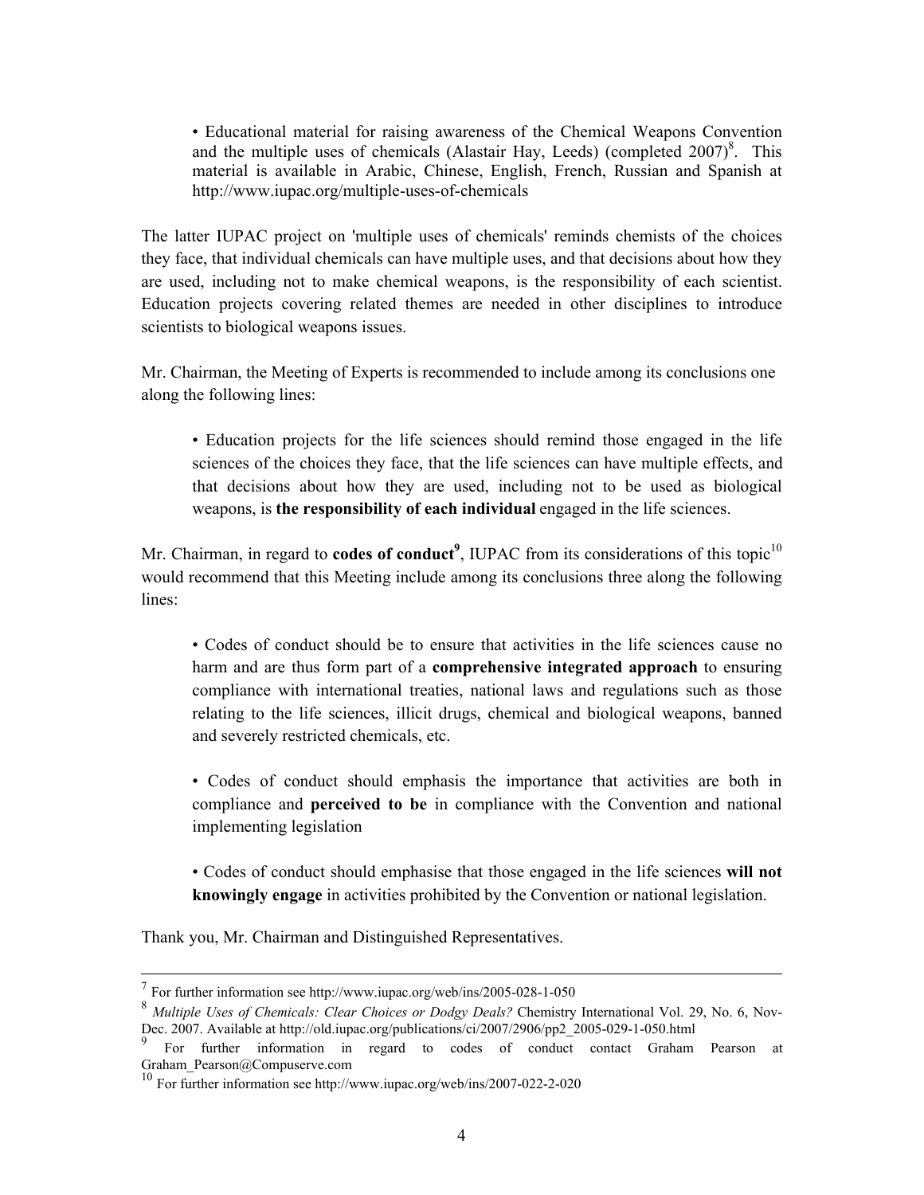- Educational material for raising awareness of the Chemical Weapons Convention and the multiple uses of chemicals (Alastair Hay, Leeds) (completed 2007)[8]. This material is available in Arabic, Chinese, English, French, Russian and Spanish at http://www.iupac.org/multiple-uses-of-chemicals

The latter IUPAC project on 'multiple uses of chemicals' reminds chemists of the choices they face, that individual chemicals can have multiple uses, and that decisions about how they are used, including not to make chemical weapons, is the responsibility of each scientist. Education projects covering related themes are needed in other disciplines to introduce scientists to biological weapons issues.

Mr. Chairman, the Meeting of Experts is recommended to include among its conclusions one along the following lines:

- Education projects for the life sciences should remind those engaged in the life sciences of the choices they face, that the life sciences can have multiple effects, and that decisions about how they are used, including not to be used as biological weapons, is **the responsibility of each individual** engaged in the life sciences.

Mr. Chairman, in regard to **codes of conduct**[9], IUPAC from its considerations of this topic[10] would recommend that this Meeting include among its conclusions three along the following lines:

- Codes of conduct should be to ensure that activities in the life sciences cause no harm and are thus form part of a **comprehensive integrated approach** to ensuring compliance with international treaties, national laws and regulations such as those relating to the life sciences, illicit drugs, chemical and biological weapons, banned and severely restricted chemicals, etc.

- Codes of conduct should emphasis the importance that activities are both in compliance and **perceived to be** in compliance with the Convention and national implementing legislation

- Codes of conduct should emphasise that those engaged in the life sciences **will not knowingly engage** in activities prohibited by the Convention or national legislation.

Thank you, Mr. Chairman and Distinguished Representatives.

---

[7] For further information see http://www.iupac.org/web/ins/2005-028-1-050

[8] *Multiple Uses of Chemicals: Clear Choices or Dodgy Deals?* Chemistry International Vol. 29, No. 6, Nov-Dec. 2007. Available at http://old.iupac.org/publications/ci/2007/2906/pp2_2005-029-1-050.html

[9] For further information in regard to codes of conduct contact Graham Pearson at Graham_Pearson@Compuserve.com

[10] For further information see http://www.iupac.org/web/ins/2007-022-2-020